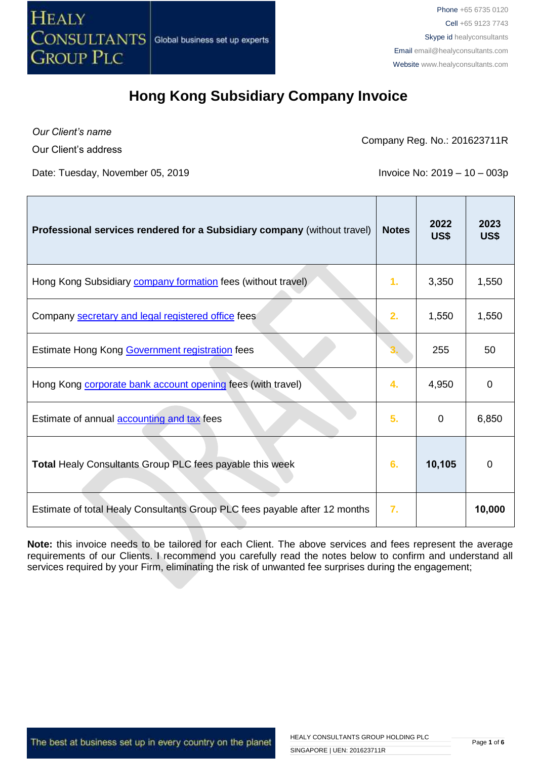# Hong Kong Subsidiary Company Invoice

*Our Client's name*

Our Client's address

Company Reg. No.: 201623711R

Date: Tuesday, November 05, 2019

Invoice No: 2019 – 10 – 003p

| **Professional services rendered for a Subsidiary company** (without travel) | **Notes** | **2022 US$** | **2023 US$** |
|---|---|---|---|
| Hong Kong Subsidiary company formation fees (without travel) | 1. | 3,350 | 1,550 |
| Company secretary and legal registered office fees | 2. | 1,550 | 1,550 |
| Estimate Hong Kong Government registration fees | 3. | 255 | 50 |
| Hong Kong corporate bank account opening fees (with travel) | 4. | 4,950 | 0 |
| Estimate of annual accounting and tax fees | 5. | 0 | 6,850 |
| **Total** Healy Consultants Group PLC fees payable this week | 6. | **10,105** | 0 |
| Estimate of total Healy Consultants Group PLC fees payable after 12 months | 7. | | **10,000** |

**Note:** this invoice needs to be tailored for each Client. The above services and fees represent the average requirements of our Clients. I recommend you carefully read the notes below to confirm and understand all services required by your Firm, eliminating the risk of unwanted fee surprises during the engagement;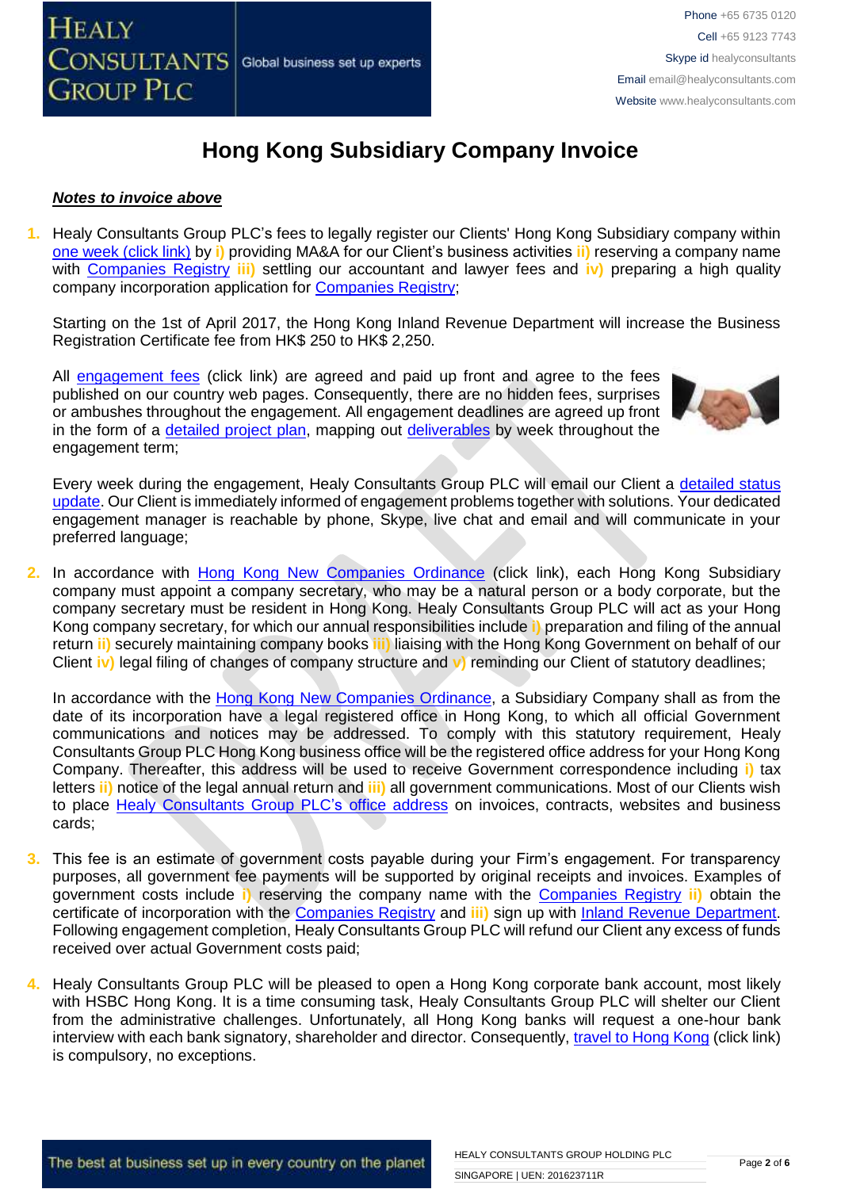# Hong Kong Subsidiary Company Invoice

***Notes to invoice above***

1. Healy Consultants Group PLC's fees to legally register our Clients' Hong Kong Subsidiary company within one week (click link) by **i)** providing MA&A for our Client's business activities **ii)** reserving a company name with Companies Registry **iii)** settling our accountant and lawyer fees and **iv)** preparing a high quality company incorporation application for Companies Registry;

   Starting on the 1st of April 2017, the Hong Kong Inland Revenue Department will increase the Business Registration Certificate fee from HK$ 250 to HK$ 2,250.

   All engagement fees (click link) are agreed and paid up front and agree to the fees published on our country web pages. Consequently, there are no hidden fees, surprises or ambushes throughout the engagement. All engagement deadlines are agreed up front in the form of a detailed project plan, mapping out deliverables by week throughout the engagement term;

   Every week during the engagement, Healy Consultants Group PLC will email our Client a detailed status update. Our Client is immediately informed of engagement problems together with solutions. Your dedicated engagement manager is reachable by phone, Skype, live chat and email and will communicate in your preferred language;

2. In accordance with Hong Kong New Companies Ordinance (click link), each Hong Kong Subsidiary company must appoint a company secretary, who may be a natural person or a body corporate, but the company secretary must be resident in Hong Kong. Healy Consultants Group PLC will act as your Hong Kong company secretary, for which our annual responsibilities include **i)** preparation and filing of the annual return **ii)** securely maintaining company books **iii)** liaising with the Hong Kong Government on behalf of our Client **iv)** legal filing of changes of company structure and **v)** reminding our Client of statutory deadlines;

   In accordance with the Hong Kong New Companies Ordinance, a Subsidiary Company shall as from the date of its incorporation have a legal registered office in Hong Kong, to which all official Government communications and notices may be addressed. To comply with this statutory requirement, Healy Consultants Group PLC Hong Kong business office will be the registered office address for your Hong Kong Company. Thereafter, this address will be used to receive Government correspondence including **i)** tax letters **ii)** notice of the legal annual return and **iii)** all government communications. Most of our Clients wish to place Healy Consultants Group PLC's office address on invoices, contracts, websites and business cards;

3. This fee is an estimate of government costs payable during your Firm's engagement. For transparency purposes, all government fee payments will be supported by original receipts and invoices. Examples of government costs include **i)** reserving the company name with the Companies Registry **ii)** obtain the certificate of incorporation with the Companies Registry and **iii)** sign up with Inland Revenue Department. Following engagement completion, Healy Consultants Group PLC will refund our Client any excess of funds received over actual Government costs paid;

4. Healy Consultants Group PLC will be pleased to open a Hong Kong corporate bank account, most likely with HSBC Hong Kong. It is a time consuming task, Healy Consultants Group PLC will shelter our Client from the administrative challenges. Unfortunately, all Hong Kong banks will request a one-hour bank interview with each bank signatory, shareholder and director. Consequently, travel to Hong Kong (click link) is compulsory, no exceptions.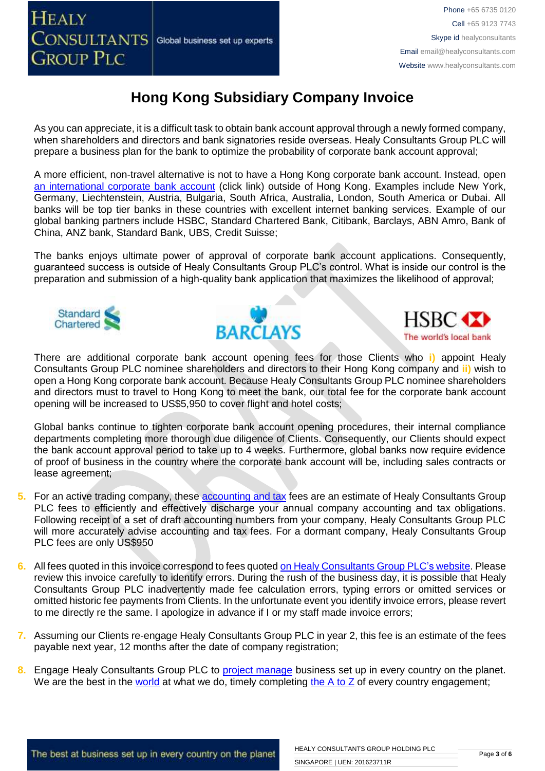# Hong Kong Subsidiary Company Invoice

As you can appreciate, it is a difficult task to obtain bank account approval through a newly formed company, when shareholders and directors and bank signatories reside overseas. Healy Consultants Group PLC will prepare a business plan for the bank to optimize the probability of corporate bank account approval;

A more efficient, non-travel alternative is not to have a Hong Kong corporate bank account. Instead, open an international corporate bank account (click link) outside of Hong Kong. Examples include New York, Germany, Liechtenstein, Austria, Bulgaria, South Africa, Australia, London, South America or Dubai. All banks will be top tier banks in these countries with excellent internet banking services. Example of our global banking partners include HSBC, Standard Chartered Bank, Citibank, Barclays, ABN Amro, Bank of China, ANZ bank, Standard Bank, UBS, Credit Suisse;

The banks enjoys ultimate power of approval of corporate bank account applications. Consequently, guaranteed success is outside of Healy Consultants Group PLC's control. What is inside our control is the preparation and submission of a high-quality bank application that maximizes the likelihood of approval;

There are additional corporate bank account opening fees for those Clients who **i)** appoint Healy Consultants Group PLC nominee shareholders and directors to their Hong Kong company and **ii)** wish to open a Hong Kong corporate bank account. Because Healy Consultants Group PLC nominee shareholders and directors must to travel to Hong Kong to meet the bank, our total fee for the corporate bank account opening will be increased to US$5,950 to cover flight and hotel costs;

Global banks continue to tighten corporate bank account opening procedures, their internal compliance departments completing more thorough due diligence of Clients. Consequently, our Clients should expect the bank account approval period to take up to 4 weeks. Furthermore, global banks now require evidence of proof of business in the country where the corporate bank account will be, including sales contracts or lease agreement;

5. For an active trading company, these accounting and tax fees are an estimate of Healy Consultants Group PLC fees to efficiently and effectively discharge your annual company accounting and tax obligations. Following receipt of a set of draft accounting numbers from your company, Healy Consultants Group PLC will more accurately advise accounting and tax fees. For a dormant company, Healy Consultants Group PLC fees are only US$950

6. All fees quoted in this invoice correspond to fees quoted on Healy Consultants Group PLC's website. Please review this invoice carefully to identify errors. During the rush of the business day, it is possible that Healy Consultants Group PLC inadvertently made fee calculation errors, typing errors or omitted services or omitted historic fee payments from Clients. In the unfortunate event you identify invoice errors, please revert to me directly re the same. I apologize in advance if I or my staff made invoice errors;

7. Assuming our Clients re-engage Healy Consultants Group PLC in year 2, this fee is an estimate of the fees payable next year, 12 months after the date of company registration;

8. Engage Healy Consultants Group PLC to project manage business set up in every country on the planet. We are the best in the world at what we do, timely completing the A to Z of every country engagement;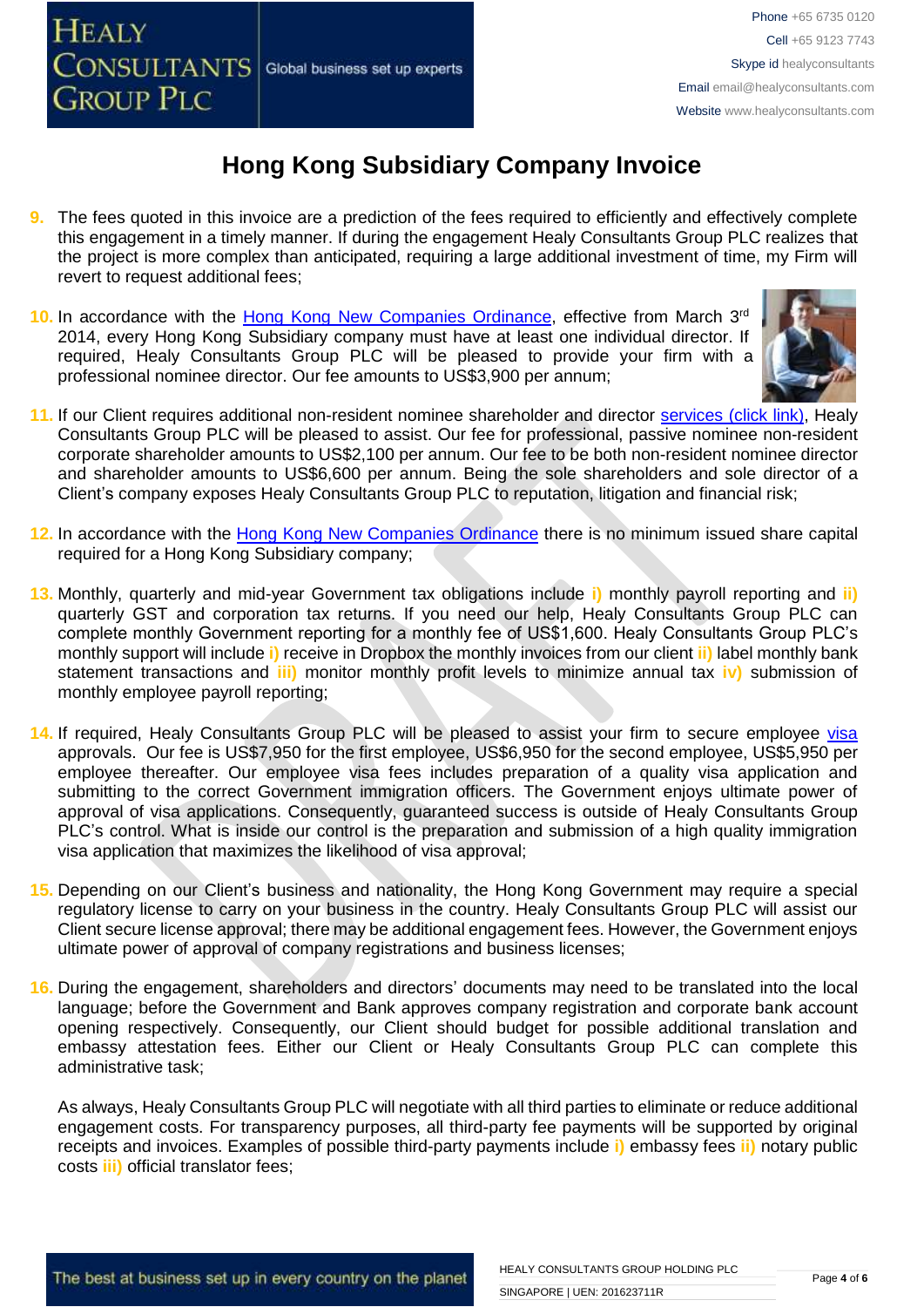# Hong Kong Subsidiary Company Invoice

9. The fees quoted in this invoice are a prediction of the fees required to efficiently and effectively complete this engagement in a timely manner. If during the engagement Healy Consultants Group PLC realizes that the project is more complex than anticipated, requiring a large additional investment of time, my Firm will revert to request additional fees;

10. In accordance with the Hong Kong New Companies Ordinance, effective from March 3rd 2014, every Hong Kong Subsidiary company must have at least one individual director. If required, Healy Consultants Group PLC will be pleased to provide your firm with a professional nominee director. Our fee amounts to US$3,900 per annum;

11. If our Client requires additional non-resident nominee shareholder and director services (click link), Healy Consultants Group PLC will be pleased to assist. Our fee for professional, passive nominee non-resident corporate shareholder amounts to US$2,100 per annum. Our fee to be both non-resident nominee director and shareholder amounts to US$6,600 per annum. Being the sole shareholders and sole director of a Client's company exposes Healy Consultants Group PLC to reputation, litigation and financial risk;

12. In accordance with the Hong Kong New Companies Ordinance there is no minimum issued share capital required for a Hong Kong Subsidiary company;

13. Monthly, quarterly and mid-year Government tax obligations include i) monthly payroll reporting and ii) quarterly GST and corporation tax returns. If you need our help, Healy Consultants Group PLC can complete monthly Government reporting for a monthly fee of US$1,600. Healy Consultants Group PLC's monthly support will include i) receive in Dropbox the monthly invoices from our client ii) label monthly bank statement transactions and iii) monitor monthly profit levels to minimize annual tax iv) submission of monthly employee payroll reporting;

14. If required, Healy Consultants Group PLC will be pleased to assist your firm to secure employee visa approvals. Our fee is US$7,950 for the first employee, US$6,950 for the second employee, US$5,950 per employee thereafter. Our employee visa fees includes preparation of a quality visa application and submitting to the correct Government immigration officers. The Government enjoys ultimate power of approval of visa applications. Consequently, guaranteed success is outside of Healy Consultants Group PLC's control. What is inside our control is the preparation and submission of a high quality immigration visa application that maximizes the likelihood of visa approval;

15. Depending on our Client's business and nationality, the Hong Kong Government may require a special regulatory license to carry on your business in the country. Healy Consultants Group PLC will assist our Client secure license approval; there may be additional engagement fees. However, the Government enjoys ultimate power of approval of company registrations and business licenses;

16. During the engagement, shareholders and directors' documents may need to be translated into the local language; before the Government and Bank approves company registration and corporate bank account opening respectively. Consequently, our Client should budget for possible additional translation and embassy attestation fees. Either our Client or Healy Consultants Group PLC can complete this administrative task;

    As always, Healy Consultants Group PLC will negotiate with all third parties to eliminate or reduce additional engagement costs. For transparency purposes, all third-party fee payments will be supported by original receipts and invoices. Examples of possible third-party payments include i) embassy fees ii) notary public costs iii) official translator fees;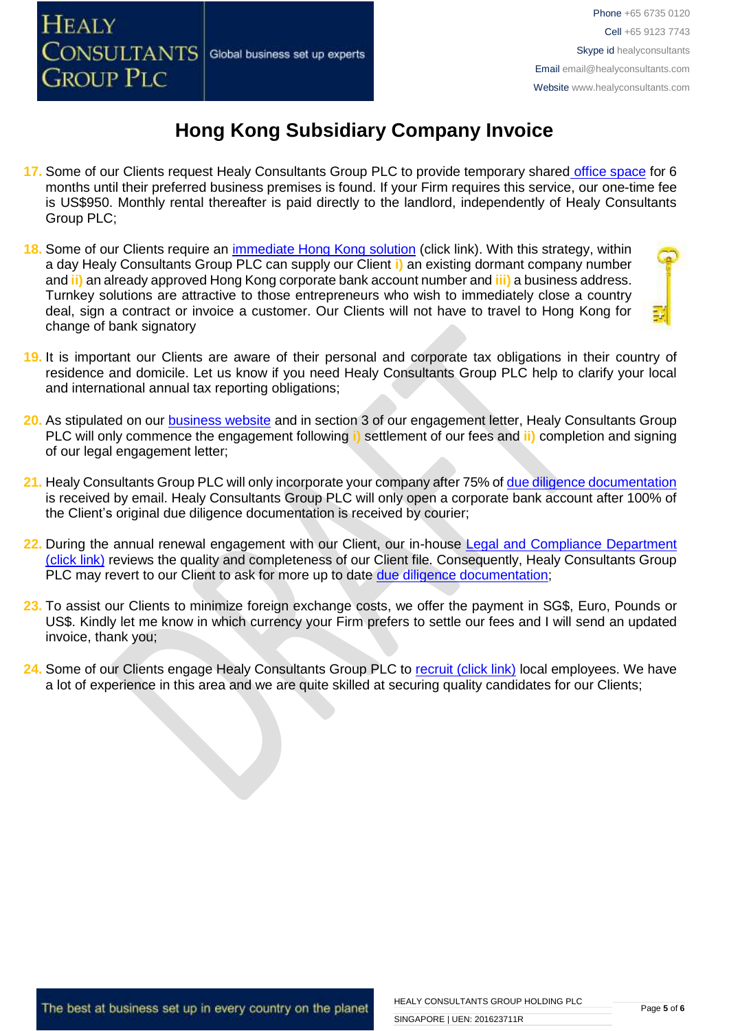# Hong Kong Subsidiary Company Invoice

17. Some of our Clients request Healy Consultants Group PLC to provide temporary shared office space for 6 months until their preferred business premises is found. If your Firm requires this service, our one-time fee is US$950. Monthly rental thereafter is paid directly to the landlord, independently of Healy Consultants Group PLC;

18. Some of our Clients require an immediate Hong Kong solution (click link). With this strategy, within a day Healy Consultants Group PLC can supply our Client i) an existing dormant company number and ii) an already approved Hong Kong corporate bank account number and iii) a business address. Turnkey solutions are attractive to those entrepreneurs who wish to immediately close a country deal, sign a contract or invoice a customer. Our Clients will not have to travel to Hong Kong for change of bank signatory

19. It is important our Clients are aware of their personal and corporate tax obligations in their country of residence and domicile. Let us know if you need Healy Consultants Group PLC help to clarify your local and international annual tax reporting obligations;

20. As stipulated on our business website and in section 3 of our engagement letter, Healy Consultants Group PLC will only commence the engagement following i) settlement of our fees and ii) completion and signing of our legal engagement letter;

21. Healy Consultants Group PLC will only incorporate your company after 75% of due diligence documentation is received by email. Healy Consultants Group PLC will only open a corporate bank account after 100% of the Client's original due diligence documentation is received by courier;

22. During the annual renewal engagement with our Client, our in-house Legal and Compliance Department (click link) reviews the quality and completeness of our Client file. Consequently, Healy Consultants Group PLC may revert to our Client to ask for more up to date due diligence documentation;

23. To assist our Clients to minimize foreign exchange costs, we offer the payment in SG$, Euro, Pounds or US$. Kindly let me know in which currency your Firm prefers to settle our fees and I will send an updated invoice, thank you;

24. Some of our Clients engage Healy Consultants Group PLC to recruit (click link) local employees. We have a lot of experience in this area and we are quite skilled at securing quality candidates for our Clients;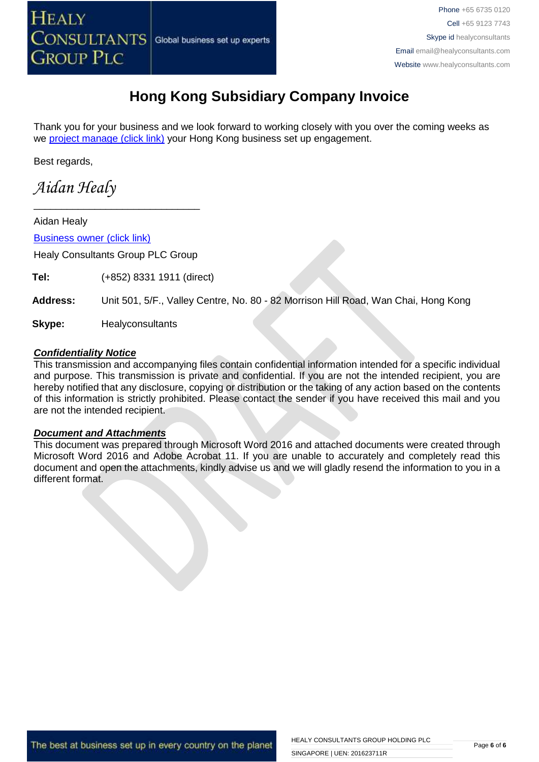# Hong Kong Subsidiary Company Invoice

Thank you for your business and we look forward to working closely with you over the coming weeks as we project manage (click link) your Hong Kong business set up engagement.

Best regards,

*Aidan Healy*

_______________________________

Aidan Healy

Business owner (click link)

Healy Consultants Group PLC Group

| | |
|---|---|
| **Tel:** | (+852) 8331 1911 (direct) |
| **Address:** | Unit 501, 5/F., Valley Centre, No. 80 - 82 Morrison Hill Road, Wan Chai, Hong Kong |
| **Skype:** | Healyconsultants |

***Confidentiality Notice***

This transmission and accompanying files contain confidential information intended for a specific individual and purpose. This transmission is private and confidential. If you are not the intended recipient, you are hereby notified that any disclosure, copying or distribution or the taking of any action based on the contents of this information is strictly prohibited. Please contact the sender if you have received this mail and you are not the intended recipient.

***Document and Attachments***

This document was prepared through Microsoft Word 2016 and attached documents were created through Microsoft Word 2016 and Adobe Acrobat 11. If you are unable to accurately and completely read this document and open the attachments, kindly advise us and we will gladly resend the information to you in a different format.